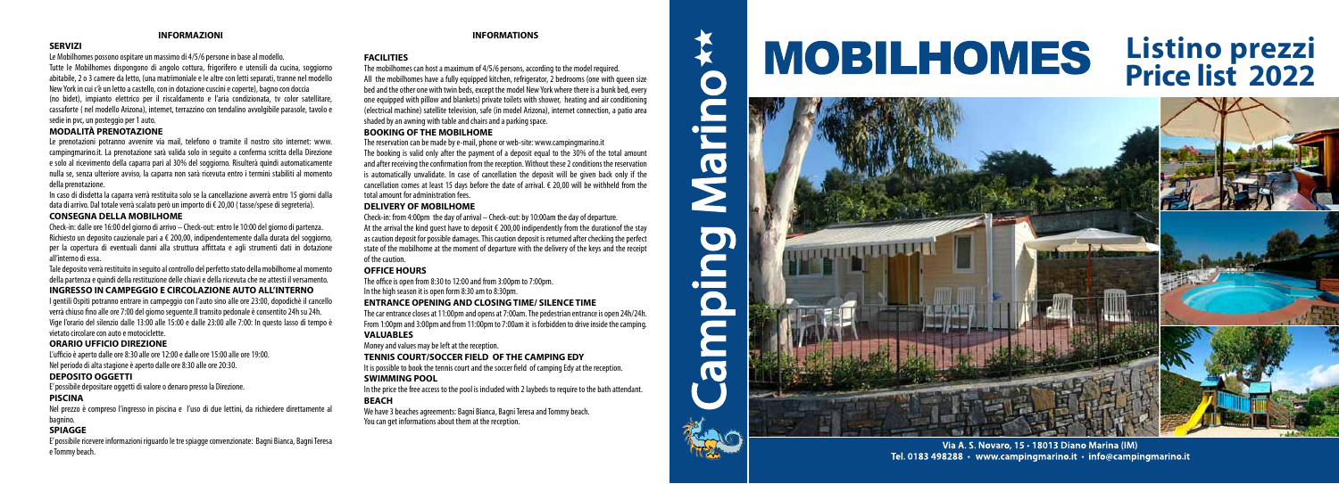## INFORMAZIONI

### SERVIZI

Le Mobilhomes possono ospitare un massimo di 4/5/6 persone in base al modello.
Tutte le Mobilhomes dispongono di angolo cottura, frigorifero e utensili da cucina, soggiorno abitabile, 2 o 3 camere da letto, (una matrimoniale e le altre con letti separati, tranne nel modello New York in cui c'è un letto a castello, con in dotazione cuscini e coperte), bagno con doccia (no bidet), impianto elettrico per il riscaldamento e l'aria condizionata, tv color satellitare, cassaforte ( nel modello Arizona), internet, terrazzino con tendalino avvolgibile parasole, tavolo e sedie in pvc, un posteggio per 1 auto.

### MODALITÀ PRENOTAZIONE

Le prenotazioni potranno avvenire via mail, telefono o tramite il nostro sito internet: www.campingmarino.it. La prenotazione sarà valida solo in seguito a conferma scritta della Direzione e solo al ricevimento della caparra pari al 30% del soggiorno. Risulterà quindi automaticamente nulla se, senza ulteriore avviso, la caparra non sarà ricevuta entro i termini stabiliti al momento della prenotazione.
In caso di disdetta la caparra verrà restituita solo se la cancellazione avverrà entro 15 giorni dalla data di arrivo. Dal totale verrà scalato però un importo di € 20,00 ( tasse/spese di segreteria).

### CONSEGNA DELLA MOBILHOME

Check-in: dalle ore 16:00 del giorno di arrivo – Check-out: entro le 10:00 del giorno di partenza.
Richiesto un deposito cauzionale pari a € 200,00, indipendentemente dalla durata del soggiorno, per la copertura di eventuali danni alla struttura affittata e agli strumenti dati in dotazione all'interno di essa.
Tale deposito verrà restituito in seguito al controllo del perfetto stato della mobilhome al momento della partenza e quindi della restituzione delle chiavi e della ricevuta che ne attesti il versamento.

### INGRESSO IN CAMPEGGIO E CIRCOLAZIONE AUTO ALL'INTERNO

I gentili Ospiti potranno entrare in campeggio con l'auto sino alle ore 23:00, dopodiché il cancello verrà chiuso fino alle ore 7:00 del giorno seguente.Il transito pedonale è consentito 24h su 24h.
Vige l'orario del silenzio dalle 13:00 alle 15:00 e dalle 23:00 alle 7:00: In questo lasso di tempo è vietato circolare con auto e motociclette.

### ORARIO UFFICIO DIREZIONE

L'ufficio è aperto dalle ore 8:30 alle ore 12:00 e dalle ore 15:00 alle ore 19:00.
Nel periodo di alta stagione è aperto dalle ore 8:30 alle ore 20:30.

### DEPOSITO OGGETTI

E' possibile depositare oggetti di valore o denaro presso la Direzione.

### PISCINA

Nel prezzo è compreso l'ingresso in piscina e l'uso di due lettini, da richiedere direttamente al bagnino.

### SPIAGGE

E' possibile ricevere informazioni riguardo le tre spiagge convenzionate: Bagni Bianca, Bagni Teresa e Tommy beach.

## INFORMATIONS

### FACILITIES

The mobilhomes can host a maximum of 4/5/6 persons, according to the model required.
All the mobilhomes have a fully equipped kitchen, refrigerator, 2 bedrooms (one with queen size bed and the other one with twin beds, except the model New York where there is a bunk bed, every one equipped with pillow and blankets) private toilets with shower, heating and air conditioning (electrical machine) satellite television, safe (in model Arizona), internet connection, a patio area shaded by an awning with table and chairs and a parking space.

### BOOKING OF THE MOBILHOME

The reservation can be made by e-mail, phone or web-site: www.campingmarino.it
The booking is valid only after the payment of a deposit equal to the 30% of the total amount and after receiving the confirmation from the reception. Without these 2 conditions the reservation is automatically unvalidate. In case of cancellation the deposit will be given back only if the cancellation comes at least 15 days before the date of arrival. € 20,00 will be withheld from the total amount for administration fees.

### DELIVERY OF MOBILHOME

Check-in: from 4:00pm the day of arrival – Check-out: by 10:00am the day of departure.
At the arrival the kind guest have to deposit € 200,00 indipendently from the durationof the stay as caution deposit for possible damages. This caution deposit is returned after checking the perfect state of the mobilhome at the moment of departure with the delivery of the keys and the receipt of the caution.

### OFFICE HOURS

The office is open from 8:30 to 12:00 and from 3:00pm to 7:00pm.
In the high season it is open form 8:30 am to 8:30pm.

### ENTRANCE OPENING AND CLOSING TIME/ SILENCE TIME

The car entrance closes at 11:00pm and opens at 7:00am. The pedestrian entrance is open 24h/24h.
From 1:00pm and 3:00pm and from 11:00pm to 7:00am it is forbidden to drive inside the camping.

### VALUABLES

Money and values may be left at the reception.

### TENNIS COURT/SOCCER FIELD OF THE CAMPING EDY

It is possible to book the tennis court and the soccer field of camping Edy at the reception.

### SWIMMING POOL

In the price the free access to the pool is included with 2 laybeds to require to the bath attendant.

### BEACH

We have 3 beaches agreements: Bagni Bianca, Bagni Teresa and Tommy beach.
You can get informations about them at the reception.

# Camping Marino

# MOBILHOMES

# Listino prezzi Price list 2022

Via A. S. Novaro, 15 • 18013 Diano Marina (IM)
Tel. 0183 498288 • www.campingmarino.it • info@campingmarino.it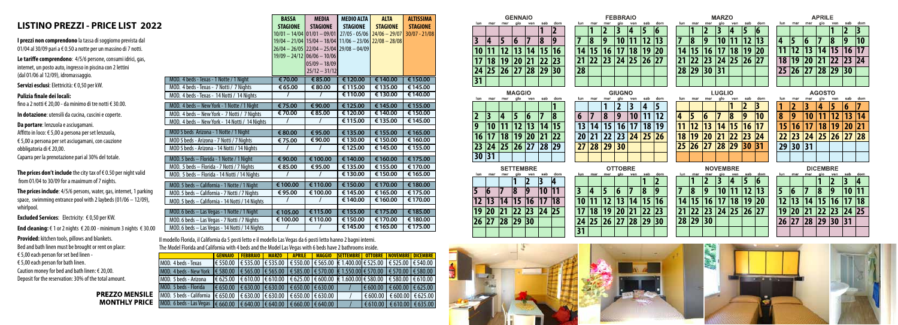## LISTINO PREZZI - PRICE LIST 2022

**I prezzi non comprendono** la tassa di soggiorno prevista dal 01/04 al 30/09 pari a € 0.50 a notte per un massimo di 7 notti.

**Le tariffe comprendono**: 4/5/6 persone, consumi idrici, gas, internet, un posto auto, ingresso in piscina con 2 lettini (dal 01/06 al 12/09), idromassaggio.

**Servizi esclusi**: Elettricità: € 0,50 per kW.

**Pulizia finale dei locali:** fino a 2 notti € 20,00 - da minimo di tre notti € 30.00.

**In dotazione**: utensili da cucina, cuscini e coperte.

**Da portare**: lenzuola e asciugamani.
Affitto in loco: € 5,00 a persona per set lenzuola, € 5,00 a persona per set asciugamani, con cauzione obbligatoria di € 20,00.
Caparra per la prenotazione pari al 30% del totale.

**The prices don't include** the city tax of € 0.50 per night valid from 01/04 to 30/09 for a maximum of 7 nights.

**The prices include**: 4/5/6 persons, water, gas, internet, 1 parking space, swimming entrance pool with 2 laybeds (01/06 – 12/09), whirlpool.

**Excluded Services**: Electricity: € 0,50 per KW.

**End cleaning:** € 1 or 2 nights € 20.00 - minimum 3 nights € 30.00

**Provided:** kitchen tools, pillows and blankets.
Bed and bath linen must be brought or rent on place: € 5,00 each person for set bed linen - € 5,00 each person for bath linen.
Caution money for bed and bath linen: € 20,00.
Deposit for the reservation: 30% of the total amount.

| | BASSA STAGIONE | MEDIA STAGIONE | MEDIO ALTA STAGIONE | ALTA STAGIONE | ALTISSIMA STAGIONE |
|---|---|---|---|---|---|
| | 10/01 – 14/04<br>19/04 – 21/04<br>26/04 – 26/05<br>19/09 – 24/12 | 01/01 – 09/01<br>15/04 – 18/04<br>22/04 – 25/04<br>06/06 – 10/06<br>05/09 – 18/09<br>25/12 – 31/12 | 27/05 – 05/06<br>11/06 – 23/06<br>29/08 – 04/09 | 24/06 – 29/07<br>22/08 – 28/08 | 30/07 - 21/08 |
| MOD. 4 beds - Texas - 1 Notte / 1 Night | € 70.00 | € 85.00 | € 120.00 | € 140.00 | € 150.00 |
| MOD. 4 beds - Texas - 7 Notti / 7 Nights | € 65.00 | € 80.00 | € 115.00 | € 135.00 | € 145.00 |
| MOD. 4 beds - Texas - 14 Notti / 14 Nights | / | / | € 110.00 | € 130.00 | € 140.00 |
| MOD. 4 beds – New York - 1 Notte / 1 Night | € 75.00 | € 90.00 | € 125.00 | € 145.00 | € 155.00 |
| MOD. 4 beds – New York - 7 Notti / 7 Nights | € 70.00 | € 85.00 | € 120.00 | € 140.00 | € 150.00 |
| MOD. 4 beds – New York - 14 Notti / 14 Nights | / | / | € 115.00 | € 135.00 | € 145.00 |
| MOD 5 beds Arizona - 1 Notte / 1 Night | € 80.00 | € 95.00 | € 135.00 | € 155.00 | € 165.00 |
| MOD 5 beds - Arizona - 7 Notti / 7 Nights | € 75.00 | € 90.00 | € 130.00 | € 150.00 | € 160.00 |
| MOD 5 beds - Arizona - 14 Notti / 14 Nights | / | / | € 125.00 | € 145.00 | € 155.00 |
| MOD. 5 beds – Florida - 1 Notte / 1 Night | € 90.00 | € 100.00 | € 140.00 | € 160.00 | € 175.00 |
| MOD. 5 beds – Florida - 7 Notti / 7 Nights | € 85.00 | € 95.00 | € 135.00 | € 155.00 | € 170.00 |
| MOD. 5 beds – Florida - 14 Notti / 14 Nights | / | / | € 130.00 | € 150.00 | € 165.00 |
| MOD. 5 beds – California - 1 Notte / 1 Night | € 100.00 | € 110.00 | € 150.00 | € 170.00 | € 180.00 |
| MOD. 5 beds – California - 7 Notti / 7 Nights | € 95.00 | € 100.00 | € 145.00 | € 165.00 | € 175.00 |
| MOD. 5 beds – California - 14 Notti / 14 Nights | / | / | € 140.00 | € 160.00 | € 170.00 |
| MOD. 6 beds – Las Vegas - 1 Notte / 1 Night | € 105.00 | € 115.00 | € 155.00 | € 175.00 | € 185.00 |
| MOD. 6 beds – Las Vegas - 7 Notti / 7 Nights | € 100.00 | € 110.00 | € 150.00 | € 170.00 | € 180.00 |
| MOD. 6 beds – Las Vegas - 14 Notti / 14 Nights | / | / | € 145.00 | € 165.00 | € 175.00 |

Il modello Florida, il California da 5 posti letto e il modello Las Vegas da 6 posti letto hanno 2 bagni interni.
The Model Florida and California with 4 beds and the Model Las Vegas with 6 beds have 2 bathrooms inside.

**PREZZO MENSILE**
**MONTHLY PRICE**

| | GENNAIO | FEBBRAIO | MARZO | APRILE | MAGGIO | SETTEMBRE | OTTOBRE | NOVEMBRE | DICEMBRE |
|---|---|---|---|---|---|---|---|---|---|
| MOD. 4 beds - Texas | € 550.00 | € 535.00 | € 535.00 | € 550.00 | € 565.00 | € 1.400.00 | € 525.00 | € 525.00 | € 540.00 |
| MOD. 4 beds - New York | € 580.00 | € 565.00 | € 565.00 | € 585.00 | € 570.00 | € 1.550.00 | € 570.00 | € 570.00 | € 580.00 |
| MOD. 5 beds - Arizona | € 625.00 | € 610.00 | € 610.00 | € 625.00 | € 600.00 | € 1.600.00 | € 580.00 | € 580.00 | € 610.00 |
| MOD. 5 beds - Florida | € 650.00 | € 630.00 | € 630.00 | € 650.00 | € 630.00 | / | € 600.00 | € 600.00 | € 625.00 |
| MOD. 5 beds - California | € 650.00 | € 630.00 | € 630.00 | € 650.00 | € 630.00 | / | € 600.00 | € 600.00 | € 625.00 |
| MOD. 6 beds - Las Vegas | € 660.00 | € 640.00 | € 640.00 | € 660.00 | € 640.00 | / | € 610.00 | € 610.00 | € 635.00 |

**GENNAIO**

| lun | mar | mer | gio | ven | sab | dom |
|---|---|---|---|---|---|---|
| | | | | | 1 | 2 |
| 3 | 4 | 5 | 6 | 7 | 8 | 9 |
| 10 | 11 | 12 | 13 | 14 | 15 | 16 |
| 17 | 18 | 19 | 20 | 21 | 22 | 23 |
| 24 | 25 | 26 | 27 | 28 | 29 | 30 |
| 31 | | | | | | |

**FEBBRAIO**

| lun | mar | mer | gio | ven | sab | dom |
|---|---|---|---|---|---|---|
| | 1 | 2 | 3 | 4 | 5 | 6 |
| 7 | 8 | 9 | 10 | 11 | 12 | 13 |
| 14 | 15 | 16 | 17 | 18 | 19 | 20 |
| 21 | 22 | 23 | 24 | 25 | 26 | 27 |
| 28 | | | | | | |

**MARZO**

| lun | mar | mer | gio | ven | sab | dom |
|---|---|---|---|---|---|---|
| | 1 | 2 | 3 | 4 | 5 | 6 |
| 7 | 8 | 9 | 10 | 11 | 12 | 13 |
| 14 | 15 | 16 | 17 | 18 | 19 | 20 |
| 21 | 22 | 23 | 24 | 25 | 26 | 27 |
| 28 | 29 | 30 | 31 | | | |

**APRILE**

| lun | mar | mer | gio | ven | sab | dom |
|---|---|---|---|---|---|---|
| | | | | 1 | 2 | 3 |
| 4 | 5 | 6 | 7 | 8 | 9 | 10 |
| 11 | 12 | 13 | 14 | 15 | 16 | 17 |
| 18 | 19 | 20 | 21 | 22 | 23 | 24 |
| 25 | 26 | 27 | 28 | 29 | 30 | |

**MAGGIO**

| lun | mar | mer | gio | ven | sab | dom |
|---|---|---|---|---|---|---|
| | | | | | | 1 |
| 2 | 3 | 4 | 5 | 6 | 7 | 8 |
| 9 | 10 | 11 | 12 | 13 | 14 | 15 |
| 16 | 17 | 18 | 19 | 20 | 21 | 22 |
| 23 | 24 | 25 | 26 | 27 | 28 | 29 |
| 30 | 31 | | | | | |

**GIUGNO**

| lun | mar | mer | gio | ven | sab | dom |
|---|---|---|---|---|---|---|
| | | 1 | 2 | 3 | 4 | 5 |
| 6 | 7 | 8 | 9 | 10 | 11 | 12 |
| 13 | 14 | 15 | 16 | 17 | 18 | 19 |
| 20 | 21 | 22 | 23 | 24 | 25 | 26 |
| 27 | 28 | 29 | 30 | | | |

**LUGLIO**

| lun | mar | mer | gio | ven | sab | dom |
|---|---|---|---|---|---|---|
| | | | | 1 | 2 | 3 |
| 4 | 5 | 6 | 7 | 8 | 9 | 10 |
| 11 | 12 | 13 | 14 | 15 | 16 | 17 |
| 18 | 19 | 20 | 21 | 22 | 23 | 24 |
| 25 | 26 | 27 | 28 | 29 | 30 | 31 |

**AGOSTO**

| lun | mar | mer | gio | ven | sab | dom |
|---|---|---|---|---|---|---|
| 1 | 2 | 3 | 4 | 5 | 6 | 7 |
| 8 | 9 | 10 | 11 | 12 | 13 | 14 |
| 15 | 16 | 17 | 18 | 19 | 20 | 21 |
| 22 | 23 | 24 | 25 | 26 | 27 | 28 |
| 29 | 30 | 31 | | | | |

**SETTEMBRE**

| lun | mar | mer | gio | ven | sab | dom |
|---|---|---|---|---|---|---|
| | | | 1 | 2 | 3 | 4 |
| 5 | 6 | 7 | 8 | 9 | 10 | 11 |
| 12 | 13 | 14 | 15 | 16 | 17 | 18 |
| 19 | 20 | 21 | 22 | 23 | 24 | 25 |
| 26 | 27 | 28 | 29 | 30 | | |

**OTTOBRE**

| lun | mar | mer | gio | ven | sab | dom |
|---|---|---|---|---|---|---|
| | | | | | 1 | 2 |
| 3 | 4 | 5 | 6 | 7 | 8 | 9 |
| 10 | 11 | 12 | 13 | 14 | 15 | 16 |
| 17 | 18 | 19 | 20 | 21 | 22 | 23 |
| 24 | 25 | 26 | 27 | 28 | 29 | 30 |
| 31 | | | | | | |

**NOVEMBRE**

| lun | mar | mer | gio | ven | sab | dom |
|---|---|---|---|---|---|---|
| | 1 | 2 | 3 | 4 | 5 | 6 |
| 7 | 8 | 9 | 10 | 11 | 12 | 13 |
| 14 | 15 | 16 | 17 | 18 | 19 | 20 |
| 21 | 22 | 23 | 24 | 25 | 26 | 27 |
| 28 | 29 | 30 | | | | |

**DICEMBRE**

| lun | mar | mer | gio | ven | sab | dom |
|---|---|---|---|---|---|---|
| | | | 1 | 2 | 3 | 4 |
| 5 | 6 | 7 | 8 | 9 | 10 | 11 |
| 12 | 13 | 14 | 15 | 16 | 17 | 18 |
| 19 | 20 | 21 | 22 | 23 | 24 | 25 |
| 26 | 27 | 28 | 29 | 30 | 31 | |